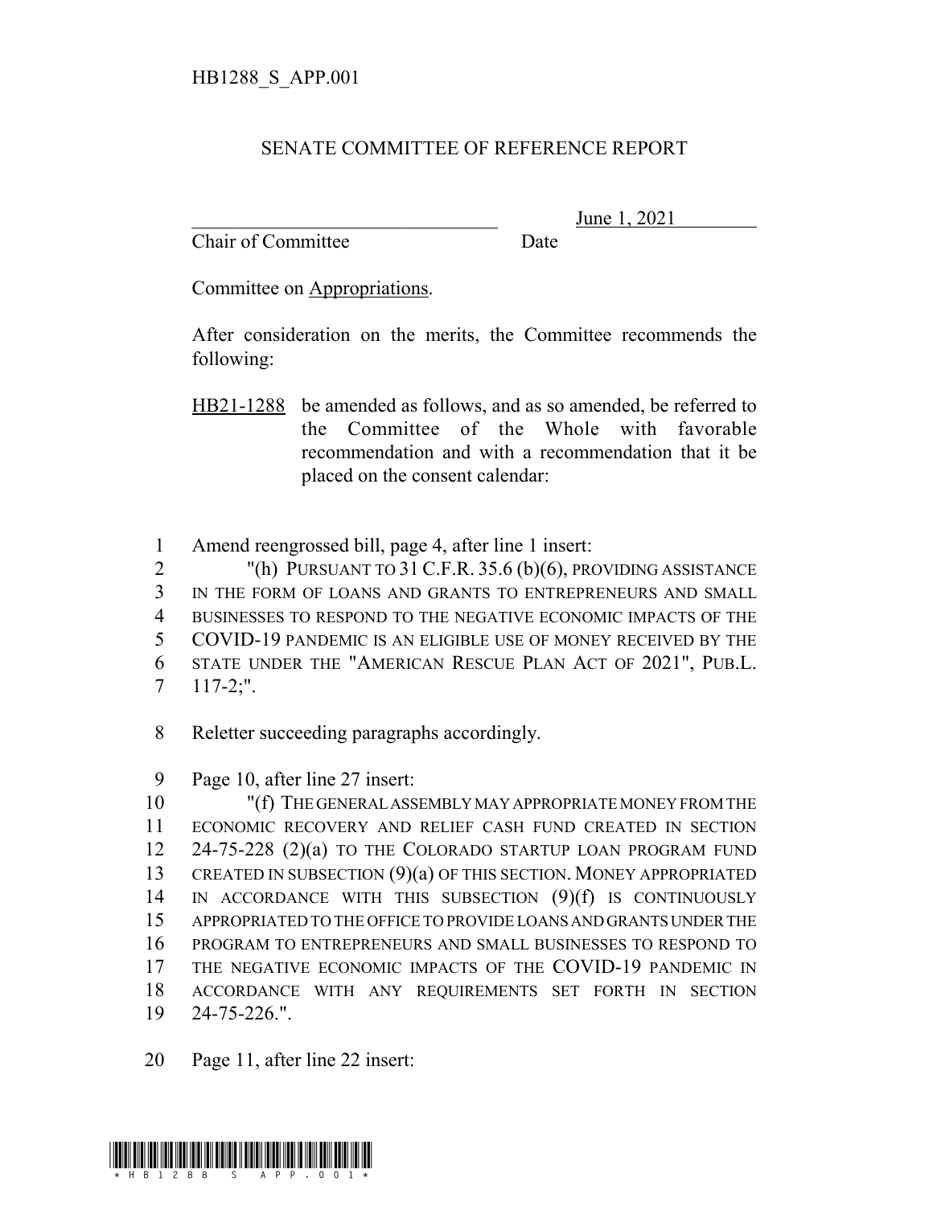HB1288_S_APP.001

## SENATE COMMITTEE OF REFERENCE REPORT

\_\_\_\_\_\_\_\_\_\_\_\_\_\_\_\_\_\_\_\_\_\_\_\_\_\_\_\_\_\_\_\_ June 1, 2021

Chair of Committee Date

Committee on Appropriations.

After consideration on the merits, the Committee recommends the following:

HB21-1288 be amended as follows, and as so amended, be referred to the Committee of the Whole with favorable recommendation and with a recommendation that it be placed on the consent calendar:

1 Amend reengrossed bill, page 4, after line 1 insert:
2 "(h) PURSUANT TO 31 C.F.R. 35.6 (b)(6), PROVIDING ASSISTANCE
3 IN THE FORM OF LOANS AND GRANTS TO ENTREPRENEURS AND SMALL
4 BUSINESSES TO RESPOND TO THE NEGATIVE ECONOMIC IMPACTS OF THE
5 COVID-19 PANDEMIC IS AN ELIGIBLE USE OF MONEY RECEIVED BY THE
6 STATE UNDER THE "AMERICAN RESCUE PLAN ACT OF 2021", PUB.L.
7 117-2;".

8 Reletter succeeding paragraphs accordingly.

9 Page 10, after line 27 insert:
10 "(f) THE GENERAL ASSEMBLY MAY APPROPRIATE MONEY FROM THE
11 ECONOMIC RECOVERY AND RELIEF CASH FUND CREATED IN SECTION
12 24-75-228 (2)(a) TO THE COLORADO STARTUP LOAN PROGRAM FUND
13 CREATED IN SUBSECTION (9)(a) OF THIS SECTION. MONEY APPROPRIATED
14 IN ACCORDANCE WITH THIS SUBSECTION (9)(f) IS CONTINUOUSLY
15 APPROPRIATED TO THE OFFICE TO PROVIDE LOANS AND GRANTS UNDER THE
16 PROGRAM TO ENTREPRENEURS AND SMALL BUSINESSES TO RESPOND TO
17 THE NEGATIVE ECONOMIC IMPACTS OF THE COVID-19 PANDEMIC IN
18 ACCORDANCE WITH ANY REQUIREMENTS SET FORTH IN SECTION
19 24-75-226.".

20 Page 11, after line 22 insert: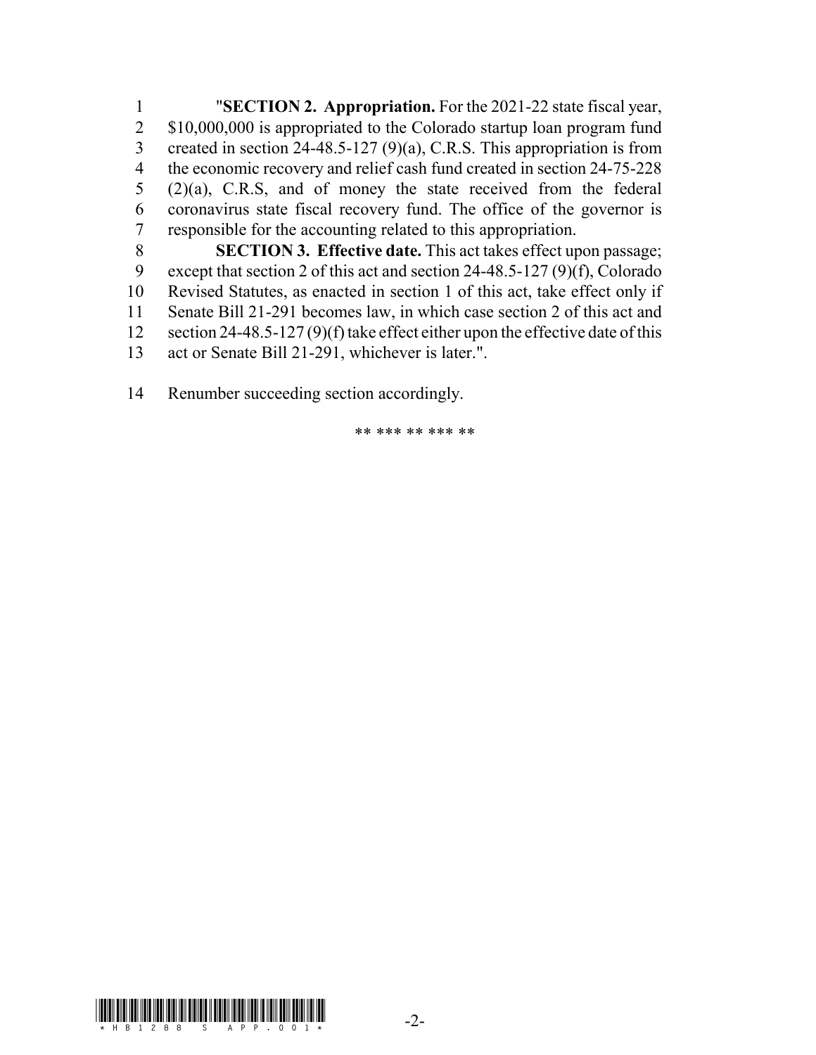"**SECTION 2. Appropriation.** For the 2021-22 state fiscal year, $10,000,000 is appropriated to the Colorado startup loan program fund created in section 24-48.5-127 (9)(a), C.R.S. This appropriation is from the economic recovery and relief cash fund created in section 24-75-228 (2)(a), C.R.S, and of money the state received from the federal coronavirus state fiscal recovery fund. The office of the governor is responsible for the accounting related to this appropriation.

**SECTION 3. Effective date.** This act takes effect upon passage; except that section 2 of this act and section 24-48.5-127 (9)(f), Colorado Revised Statutes, as enacted in section 1 of this act, take effect only if Senate Bill 21-291 becomes law, in which case section 2 of this act and section 24-48.5-127 (9)(f) take effect either upon the effective date of this act or Senate Bill 21-291, whichever is later.".

Renumber succeeding section accordingly.

** *** ** *** **